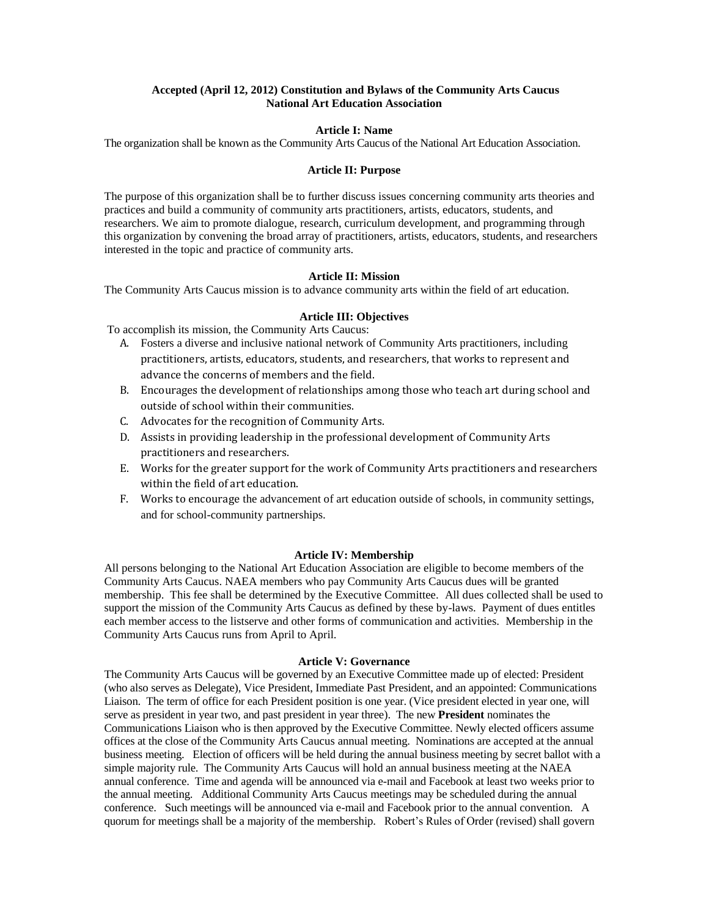**Accepted (April 12, 2012) Constitution and Bylaws of the Community Arts Caucus National Art Education Association**

### Article I: Name

The organization shall be known as the Community Arts Caucus of the National Art Education Association.

### Article II: Purpose

The purpose of this organization shall be to further discuss issues concerning community arts theories and practices and build a community of community arts practitioners, artists, educators, students, and researchers. We aim to promote dialogue, research, curriculum development, and programming through this organization by convening the broad array of practitioners, artists, educators, students, and researchers interested in the topic and practice of community arts.

### Article II: Mission

The Community Arts Caucus mission is to advance community arts within the field of art education.

### Article III: Objectives

To accomplish its mission, the Community Arts Caucus:

A. Fosters a diverse and inclusive national network of Community Arts practitioners, including practitioners, artists, educators, students, and researchers, that works to represent and advance the concerns of members and the field.

B. Encourages the development of relationships among those who teach art during school and outside of school within their communities.

C. Advocates for the recognition of Community Arts.

D. Assists in providing leadership in the professional development of Community Arts practitioners and researchers.

E. Works for the greater support for the work of Community Arts practitioners and researchers within the field of art education.

F. Works to encourage the advancement of art education outside of schools, in community settings, and for school-community partnerships.

### Article IV: Membership

All persons belonging to the National Art Education Association are eligible to become members of the Community Arts Caucus. NAEA members who pay Community Arts Caucus dues will be granted membership. This fee shall be determined by the Executive Committee. All dues collected shall be used to support the mission of the Community Arts Caucus as defined by these by-laws. Payment of dues entitles each member access to the listserve and other forms of communication and activities. Membership in the Community Arts Caucus runs from April to April.

### Article V: Governance

The Community Arts Caucus will be governed by an Executive Committee made up of elected: President (who also serves as Delegate), Vice President, Immediate Past President, and an appointed: Communications Liaison. The term of office for each President position is one year. (Vice president elected in year one, will serve as president in year two, and past president in year three). The new **President** nominates the Communications Liaison who is then approved by the Executive Committee. Newly elected officers assume offices at the close of the Community Arts Caucus annual meeting. Nominations are accepted at the annual business meeting. Election of officers will be held during the annual business meeting by secret ballot with a simple majority rule. The Community Arts Caucus will hold an annual business meeting at the NAEA annual conference. Time and agenda will be announced via e-mail and Facebook at least two weeks prior to the annual meeting. Additional Community Arts Caucus meetings may be scheduled during the annual conference. Such meetings will be announced via e-mail and Facebook prior to the annual convention. A quorum for meetings shall be a majority of the membership. Robert's Rules of Order (revised) shall govern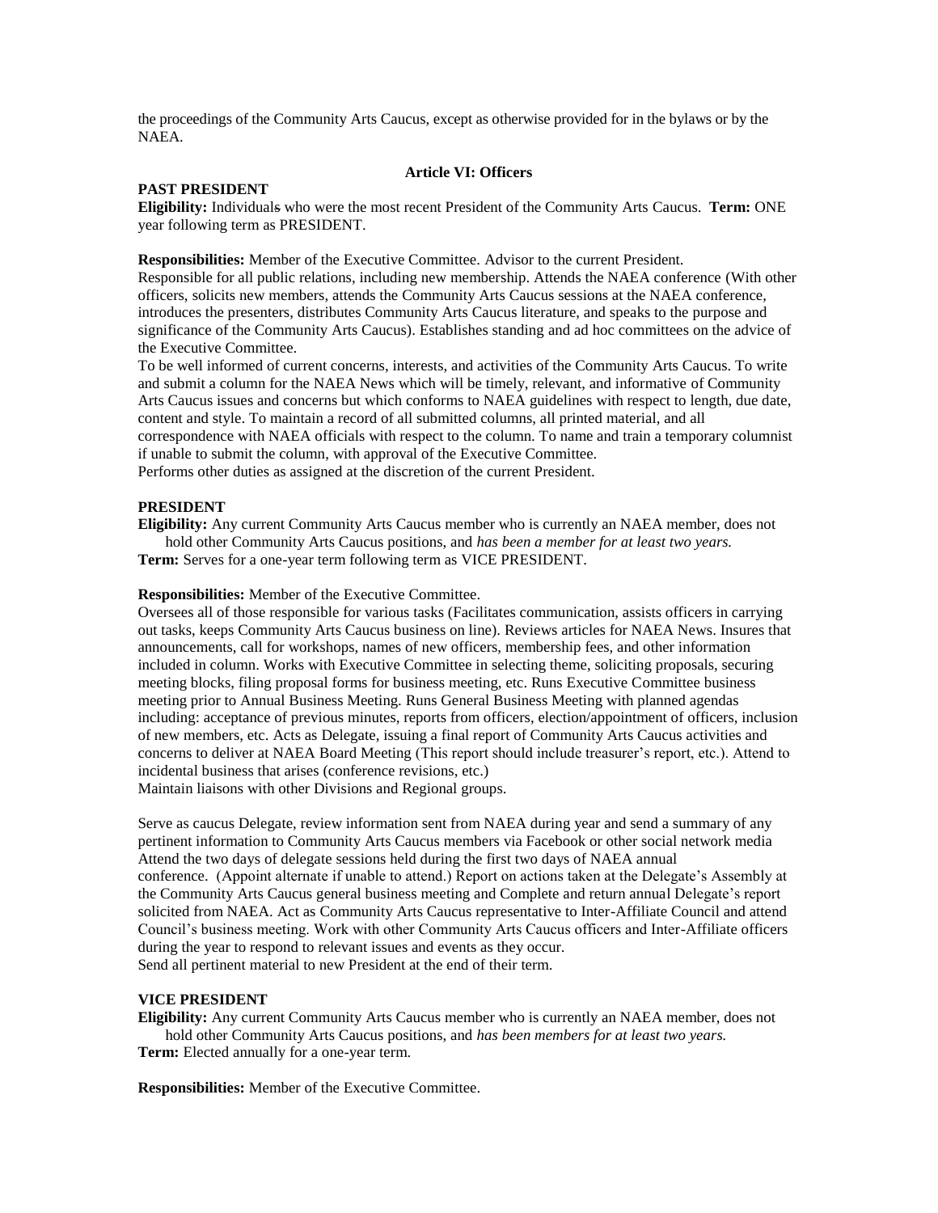the proceedings of the Community Arts Caucus, except as otherwise provided for in the bylaws or by the NAEA.

## Article VI: Officers

**PAST PRESIDENT**

**Eligibility:** Individuals who were the most recent President of the Community Arts Caucus. **Term:** ONE year following term as PRESIDENT.

**Responsibilities:** Member of the Executive Committee. Advisor to the current President.
Responsible for all public relations, including new membership. Attends the NAEA conference (With other officers, solicits new members, attends the Community Arts Caucus sessions at the NAEA conference, introduces the presenters, distributes Community Arts Caucus literature, and speaks to the purpose and significance of the Community Arts Caucus). Establishes standing and ad hoc committees on the advice of the Executive Committee.
To be well informed of current concerns, interests, and activities of the Community Arts Caucus. To write and submit a column for the NAEA News which will be timely, relevant, and informative of Community Arts Caucus issues and concerns but which conforms to NAEA guidelines with respect to length, due date, content and style. To maintain a record of all submitted columns, all printed material, and all correspondence with NAEA officials with respect to the column. To name and train a temporary columnist if unable to submit the column, with approval of the Executive Committee.
Performs other duties as assigned at the discretion of the current President.

**PRESIDENT**

**Eligibility:** Any current Community Arts Caucus member who is currently an NAEA member, does not hold other Community Arts Caucus positions, and *has been a member for at least two years.*
**Term:** Serves for a one-year term following term as VICE PRESIDENT.

**Responsibilities:** Member of the Executive Committee.
Oversees all of those responsible for various tasks (Facilitates communication, assists officers in carrying out tasks, keeps Community Arts Caucus business on line). Reviews articles for NAEA News. Insures that announcements, call for workshops, names of new officers, membership fees, and other information included in column. Works with Executive Committee in selecting theme, soliciting proposals, securing meeting blocks, filing proposal forms for business meeting, etc. Runs Executive Committee business meeting prior to Annual Business Meeting. Runs General Business Meeting with planned agendas including: acceptance of previous minutes, reports from officers, election/appointment of officers, inclusion of new members, etc. Acts as Delegate, issuing a final report of Community Arts Caucus activities and concerns to deliver at NAEA Board Meeting (This report should include treasurer's report, etc.). Attend to incidental business that arises (conference revisions, etc.)
Maintain liaisons with other Divisions and Regional groups.

Serve as caucus Delegate, review information sent from NAEA during year and send a summary of any pertinent information to Community Arts Caucus members via Facebook or other social network media
Attend the two days of delegate sessions held during the first two days of NAEA annual conference. (Appoint alternate if unable to attend.) Report on actions taken at the Delegate's Assembly at the Community Arts Caucus general business meeting and Complete and return annual Delegate's report solicited from NAEA. Act as Community Arts Caucus representative to Inter-Affiliate Council and attend Council's business meeting. Work with other Community Arts Caucus officers and Inter-Affiliate officers during the year to respond to relevant issues and events as they occur.
Send all pertinent material to new President at the end of their term.

**VICE PRESIDENT**

**Eligibility:** Any current Community Arts Caucus member who is currently an NAEA member, does not hold other Community Arts Caucus positions, and *has been members for at least two years.*
**Term:** Elected annually for a one-year term.

**Responsibilities:** Member of the Executive Committee.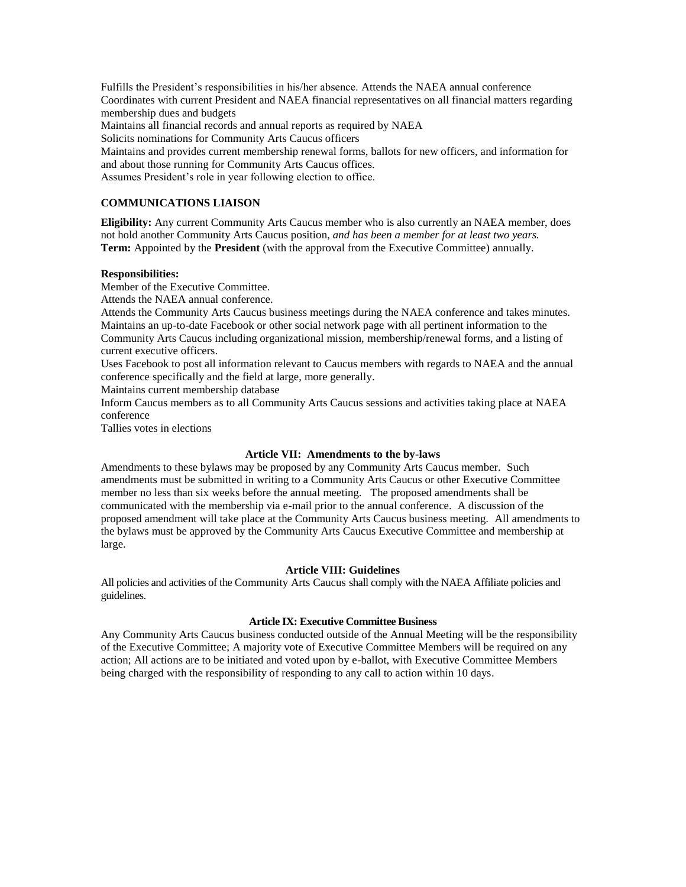Fulfills the President's responsibilities in his/her absence. Attends the NAEA annual conference
Coordinates with current President and NAEA financial representatives on all financial matters regarding membership dues and budgets
Maintains all financial records and annual reports as required by NAEA
Solicits nominations for Community Arts Caucus officers
Maintains and provides current membership renewal forms, ballots for new officers, and information for and about those running for Community Arts Caucus offices.
Assumes President's role in year following election to office.

**COMMUNICATIONS LIAISON**

**Eligibility:** Any current Community Arts Caucus member who is also currently an NAEA member, does not hold another Community Arts Caucus position, *and has been a member for at least two years.*
**Term:** Appointed by the **President** (with the approval from the Executive Committee) annually.

**Responsibilities:**
Member of the Executive Committee.
Attends the NAEA annual conference.
Attends the Community Arts Caucus business meetings during the NAEA conference and takes minutes.
Maintains an up-to-date Facebook or other social network page with all pertinent information to the Community Arts Caucus including organizational mission, membership/renewal forms, and a listing of current executive officers.
Uses Facebook to post all information relevant to Caucus members with regards to NAEA and the annual conference specifically and the field at large, more generally.
Maintains current membership database
Inform Caucus members as to all Community Arts Caucus sessions and activities taking place at NAEA conference
Tallies votes in elections

### Article VII: Amendments to the by-laws

Amendments to these bylaws may be proposed by any Community Arts Caucus member. Such amendments must be submitted in writing to a Community Arts Caucus or other Executive Committee member no less than six weeks before the annual meeting. The proposed amendments shall be communicated with the membership via e-mail prior to the annual conference. A discussion of the proposed amendment will take place at the Community Arts Caucus business meeting. All amendments to the bylaws must be approved by the Community Arts Caucus Executive Committee and membership at large.

### Article VIII: Guidelines

All policies and activities of the Community Arts Caucus shall comply with the NAEA Affiliate policies and guidelines.

### Article IX: Executive Committee Business

Any Community Arts Caucus business conducted outside of the Annual Meeting will be the responsibility of the Executive Committee; A majority vote of Executive Committee Members will be required on any action; All actions are to be initiated and voted upon by e-ballot, with Executive Committee Members being charged with the responsibility of responding to any call to action within 10 days.